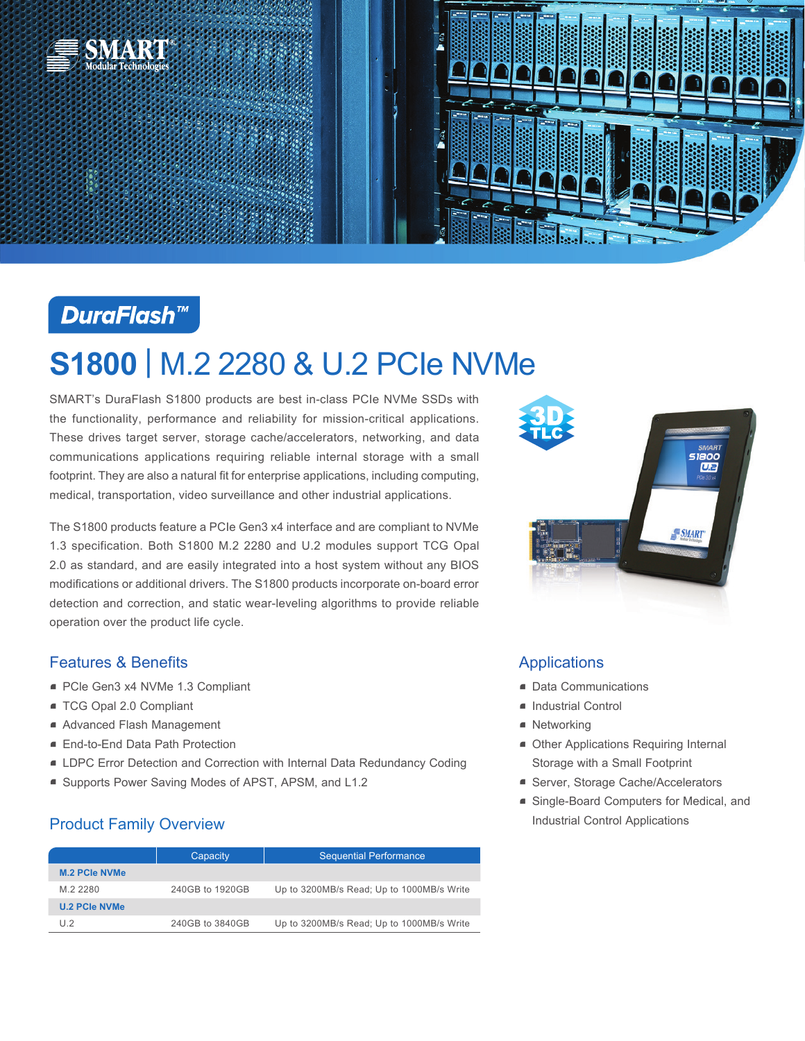DuraFlash™

# S1800 | M.2 2280 & U.2 PCIe NVMe

SMART's DuraFlash S1800 products are best in-class PCIe NVMe SSDs with the functionality, performance and reliability for mission-critical applications. These drives target server, storage cache/accelerators, networking, and data communications applications requiring reliable internal storage with a small footprint. They are also a natural fit for enterprise applications, including computing, medical, transportation, video surveillance and other industrial applications.

The S1800 products feature a PCIe Gen3 x4 interface and are compliant to NVMe 1.3 specification. Both S1800 M.2 2280 and U.2 modules support TCG Opal 2.0 as standard, and are easily integrated into a host system without any BIOS modifications or additional drivers. The S1800 products incorporate on-board error detection and correction, and static wear-leveling algorithms to provide reliable operation over the product life cycle.

## Features & Benefits

- PCIe Gen3 x4 NVMe 1.3 Compliant
- TCG Opal 2.0 Compliant
- Advanced Flash Management
- End-to-End Data Path Protection
- LDPC Error Detection and Correction with Internal Data Redundancy Coding
- Supports Power Saving Modes of APST, APSM, and L1.2

## Applications

- Data Communications
- Industrial Control
- Networking
- Other Applications Requiring Internal Storage with a Small Footprint
- Server, Storage Cache/Accelerators
- Single-Board Computers for Medical, and Industrial Control Applications

## Product Family Overview

| | Capacity | Sequential Performance |
|---|---|---|
| **M.2 PCIe NVMe** | | |
| M.2 2280 | 240GB to 1920GB | Up to 3200MB/s Read; Up to 1000MB/s Write |
| **U.2 PCIe NVMe** | | |
| U.2 | 240GB to 3840GB | Up to 3200MB/s Read; Up to 1000MB/s Write |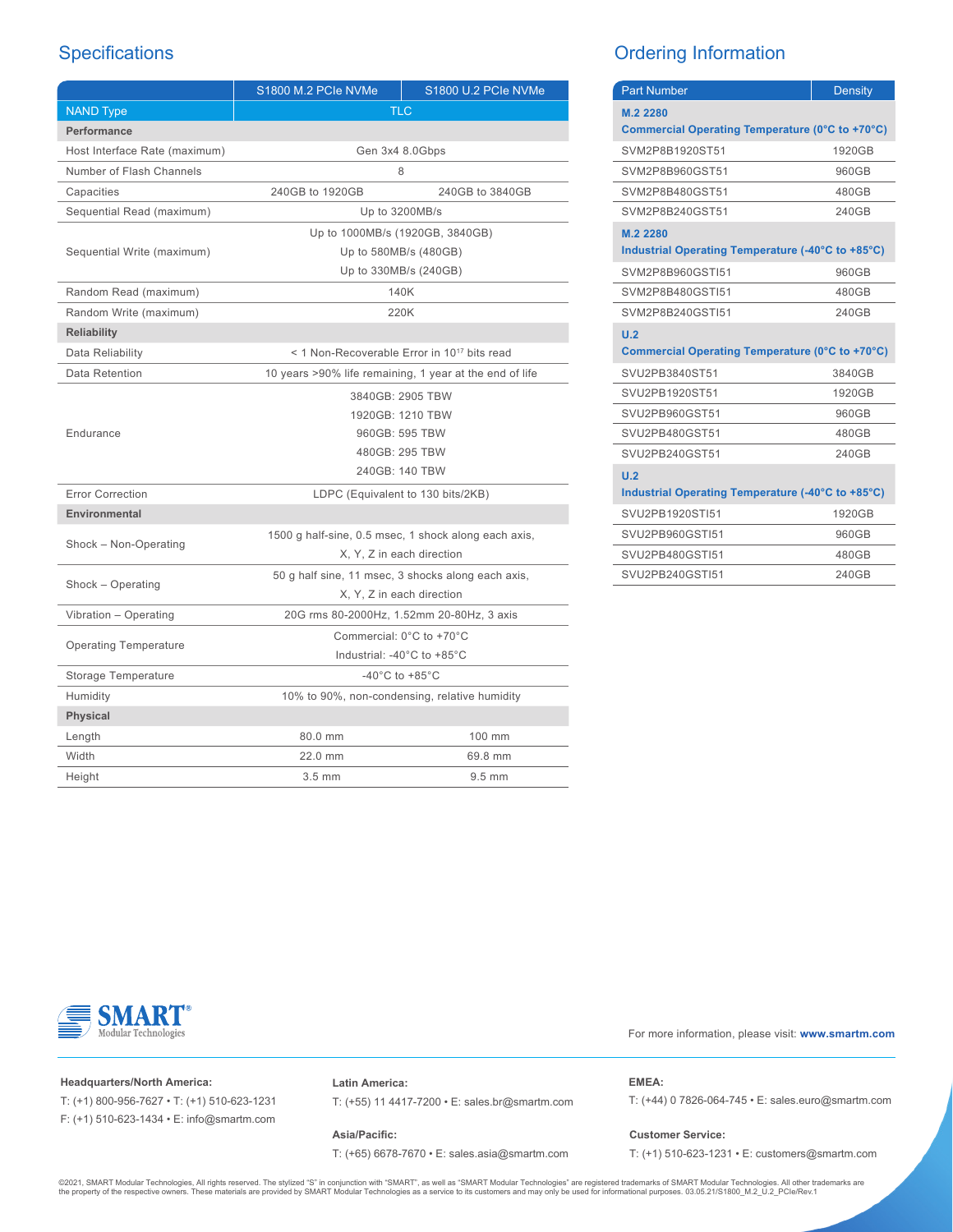## Specifications

| | S1800 M.2 PCIe NVMe | S1800 U.2 PCIe NVMe |
|---|---|---|
| NAND Type | TLC | |
| **Performance** | | |
| Host Interface Rate (maximum) | Gen 3x4 8.0Gbps | |
| Number of Flash Channels | 8 | |
| Capacities | 240GB to 1920GB | 240GB to 3840GB |
| Sequential Read (maximum) | Up to 3200MB/s | |
| Sequential Write (maximum) | Up to 1000MB/s (1920GB, 3840GB)<br>Up to 580MB/s (480GB)<br>Up to 330MB/s (240GB) | |
| Random Read (maximum) | 140K | |
| Random Write (maximum) | 220K | |
| **Reliability** | | |
| Data Reliability | < 1 Non-Recoverable Error in $10^{17}$ bits read | |
| Data Retention | 10 years >90% life remaining, 1 year at the end of life | |
| Endurance | 3840GB: 2905 TBW<br>1920GB: 1210 TBW<br>960GB: 595 TBW<br>480GB: 295 TBW<br>240GB: 140 TBW | |
| Error Correction | LDPC (Equivalent to 130 bits/2KB) | |
| **Environmental** | | |
| Shock – Non-Operating | 1500 g half-sine, 0.5 msec, 1 shock along each axis, X, Y, Z in each direction | |
| Shock – Operating | 50 g half sine, 11 msec, 3 shocks along each axis, X, Y, Z in each direction | |
| Vibration – Operating | 20G rms 80-2000Hz, 1.52mm 20-80Hz, 3 axis | |
| Operating Temperature | Commercial: 0°C to +70°C<br>Industrial: -40°C to +85°C | |
| Storage Temperature | -40°C to +85°C | |
| Humidity | 10% to 90%, non-condensing, relative humidity | |
| **Physical** | | |
| Length | 80.0 mm | 100 mm |
| Width | 22.0 mm | 69.8 mm |
| Height | 3.5 mm | 9.5 mm |

## Ordering Information

| Part Number | Density |
|---|---|
| **M.2 2280 Commercial Operating Temperature (0°C to +70°C)** | |
| SVM2P8B1920ST51 | 1920GB |
| SVM2P8B960GST51 | 960GB |
| SVM2P8B480GST51 | 480GB |
| SVM2P8B240GST51 | 240GB |
| **M.2 2280 Industrial Operating Temperature (-40°C to +85°C)** | |
| SVM2P8B960GSTI51 | 960GB |
| SVM2P8B480GSTI51 | 480GB |
| SVM2P8B240GSTI51 | 240GB |
| **U.2 Commercial Operating Temperature (0°C to +70°C)** | |
| SVU2PB3840ST51 | 3840GB |
| SVU2PB1920ST51 | 1920GB |
| SVU2PB960GST51 | 960GB |
| SVU2PB480GST51 | 480GB |
| SVU2PB240GST51 | 240GB |
| **U.2 Industrial Operating Temperature (-40°C to +85°C)** | |
| SVU2PB1920STI51 | 1920GB |
| SVU2PB960GSTI51 | 960GB |
| SVU2PB480GSTI51 | 480GB |
| SVU2PB240GSTI51 | 240GB |

SMART Modular Technologies

For more information, please visit: **www.smartm.com**

**Headquarters/North America:**
T: (+1) 800-956-7627 • T: (+1) 510-623-1231
F: (+1) 510-623-1434 • E: info@smartm.com

**Latin America:**
T: (+55) 11 4417-7200 • E: sales.br@smartm.com

**Asia/Pacific:**
T: (+65) 6678-7670 • E: sales.asia@smartm.com

**EMEA:**
T: (+44) 0 7826-064-745 • E: sales.euro@smartm.com

**Customer Service:**
T: (+1) 510-623-1231 • E: customers@smartm.com

©2021, SMART Modular Technologies, All rights reserved. The stylized "S" in conjunction with "SMART", as well as "SMART Modular Technologies" are registered trademarks of SMART Modular Technologies. All other trademarks are the property of the respective owners. These materials are provided by SMART Modular Technologies as a service to its customers and may only be used for informational purposes. 03.05.21/S1800_M.2_U.2_PCIe/Rev.1